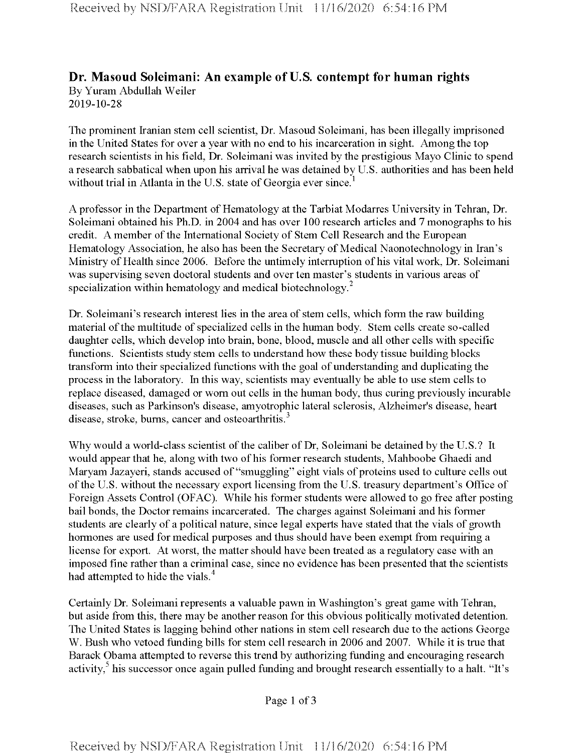## Dr. Masoud Soleimani: An example of U.S. contempt for human rights

By Yuram Abdullah Weiler
2019-10-28

The prominent Iranian stem cell scientist, Dr. Masoud Soleimani, has been illegally imprisoned in the United States for over a year with no end to his incarceration in sight. Among the top research scientists in his field, Dr. Soleimani was invited by the prestigious Mayo Clinic to spend a research sabbatical when upon his arrival he was detained by U.S. authorities and has been held without trial in Atlanta in the U.S. state of Georgia ever since.[1]

A professor in the Department of Hematology at the Tarbiat Modarres University in Tehran, Dr. Soleimani obtained his Ph.D. in 2004 and has over 100 research articles and 7 monographs to his credit. A member of the International Society of Stem Cell Research and the European Hematology Association, he also has been the Secretary of Medical Naonotechnology in Iran's Ministry of Health since 2006. Before the untimely interruption of his vital work, Dr. Soleimani was supervising seven doctoral students and over ten master's students in various areas of specialization within hematology and medical biotechnology.[2]

Dr. Soleimani's research interest lies in the area of stem cells, which form the raw building material of the multitude of specialized cells in the human body. Stem cells create so-called daughter cells, which develop into brain, bone, blood, muscle and all other cells with specific functions. Scientists study stem cells to understand how these body tissue building blocks transform into their specialized functions with the goal of understanding and duplicating the process in the laboratory. In this way, scientists may eventually be able to use stem cells to replace diseased, damaged or worn out cells in the human body, thus curing previously incurable diseases, such as Parkinson's disease, amyotrophic lateral sclerosis, Alzheimer's disease, heart disease, stroke, burns, cancer and osteoarthritis.[3]

Why would a world-class scientist of the caliber of Dr, Soleimani be detained by the U.S.? It would appear that he, along with two of his former research students, Mahboobe Ghaedi and Maryam Jazayeri, stands accused of "smuggling" eight vials of proteins used to culture cells out of the U.S. without the necessary export licensing from the U.S. treasury department's Office of Foreign Assets Control (OFAC). While his former students were allowed to go free after posting bail bonds, the Doctor remains incarcerated. The charges against Soleimani and his former students are clearly of a political nature, since legal experts have stated that the vials of growth hormones are used for medical purposes and thus should have been exempt from requiring a license for export. At worst, the matter should have been treated as a regulatory case with an imposed fine rather than a criminal case, since no evidence has been presented that the scientists had attempted to hide the vials.[4]

Certainly Dr. Soleimani represents a valuable pawn in Washington's great game with Tehran, but aside from this, there may be another reason for this obvious politically motivated detention. The United States is lagging behind other nations in stem cell research due to the actions George W. Bush who vetoed funding bills for stem cell research in 2006 and 2007. While it is true that Barack Obama attempted to reverse this trend by authorizing funding and encouraging research activity,[5] his successor once again pulled funding and brought research essentially to a halt. "It's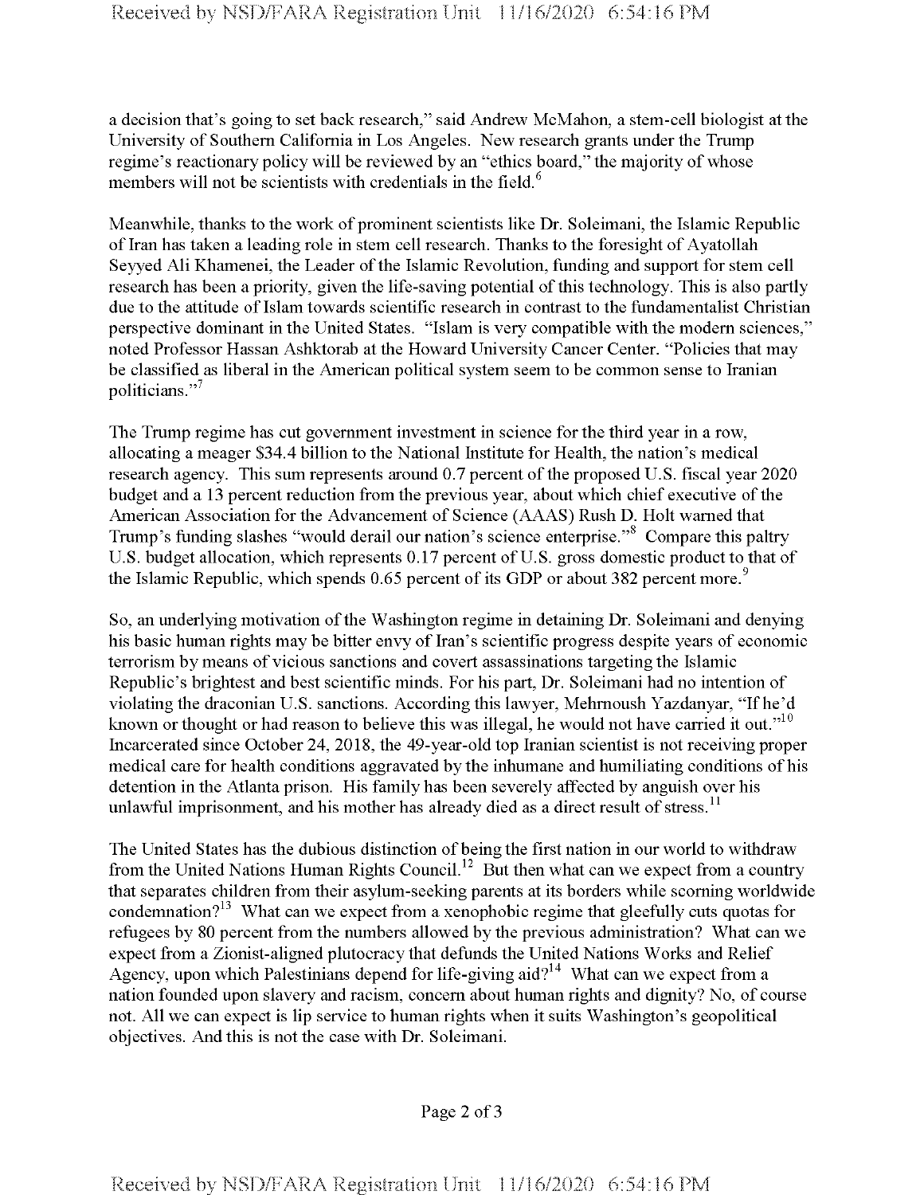a decision that's going to set back research," said Andrew McMahon, a stem-cell biologist at the University of Southern California in Los Angeles. New research grants under the Trump regime's reactionary policy will be reviewed by an "ethics board," the majority of whose members will not be scientists with credentials in the field.[6]

Meanwhile, thanks to the work of prominent scientists like Dr. Soleimani, the Islamic Republic of Iran has taken a leading role in stem cell research. Thanks to the foresight of Ayatollah Seyyed Ali Khamenei, the Leader of the Islamic Revolution, funding and support for stem cell research has been a priority, given the life-saving potential of this technology. This is also partly due to the attitude of Islam towards scientific research in contrast to the fundamentalist Christian perspective dominant in the United States. "Islam is very compatible with the modern sciences," noted Professor Hassan Ashktorab at the Howard University Cancer Center. "Policies that may be classified as liberal in the American political system seem to be common sense to Iranian politicians."[7]

The Trump regime has cut government investment in science for the third year in a row, allocating a meager $34.4 billion to the National Institute for Health, the nation's medical research agency. This sum represents around 0.7 percent of the proposed U.S. fiscal year 2020 budget and a 13 percent reduction from the previous year, about which chief executive of the American Association for the Advancement of Science (AAAS) Rush D. Holt warned that Trump's funding slashes "would derail our nation's science enterprise."[8] Compare this paltry U.S. budget allocation, which represents 0.17 percent of U.S. gross domestic product to that of the Islamic Republic, which spends 0.65 percent of its GDP or about 382 percent more.[9]

So, an underlying motivation of the Washington regime in detaining Dr. Soleimani and denying his basic human rights may be bitter envy of Iran's scientific progress despite years of economic terrorism by means of vicious sanctions and covert assassinations targeting the Islamic Republic's brightest and best scientific minds. For his part, Dr. Soleimani had no intention of violating the draconian U.S. sanctions. According this lawyer, Mehrnoush Yazdanyar, "If he'd known or thought or had reason to believe this was illegal, he would not have carried it out."[10] Incarcerated since October 24, 2018, the 49-year-old top Iranian scientist is not receiving proper medical care for health conditions aggravated by the inhumane and humiliating conditions of his detention in the Atlanta prison. His family has been severely affected by anguish over his unlawful imprisonment, and his mother has already died as a direct result of stress.[11]

The United States has the dubious distinction of being the first nation in our world to withdraw from the United Nations Human Rights Council.[12] But then what can we expect from a country that separates children from their asylum-seeking parents at its borders while scorning worldwide condemnation?[13] What can we expect from a xenophobic regime that gleefully cuts quotas for refugees by 80 percent from the numbers allowed by the previous administration? What can we expect from a Zionist-aligned plutocracy that defunds the United Nations Works and Relief Agency, upon which Palestinians depend for life-giving aid?[14] What can we expect from a nation founded upon slavery and racism, concern about human rights and dignity? No, of course not. All we can expect is lip service to human rights when it suits Washington's geopolitical objectives. And this is not the case with Dr. Soleimani.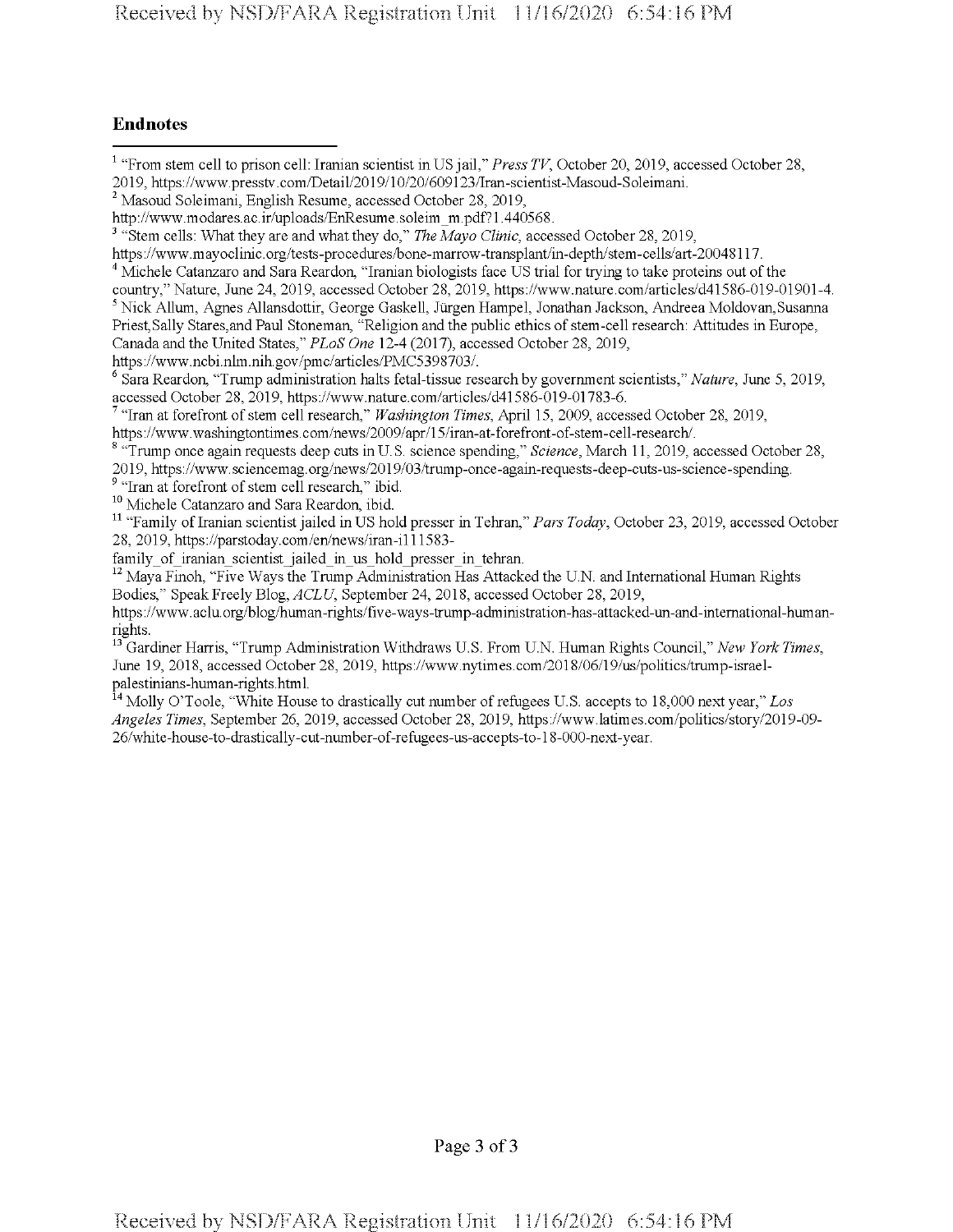## Endnotes

[1] "From stem cell to prison cell: Iranian scientist in US jail," *Press TV*, October 20, 2019, accessed October 28, 2019, https://www.presstv.com/Detail/2019/10/20/609123/Iran-scientist-Masoud-Soleimani.

[2] Masoud Soleimani, English Resume, accessed October 28, 2019, http://www.modares.ac.ir/uploads/EnResume.soleim_m.pdf?1.440568.

[3] "Stem cells: What they are and what they do," *The Mayo Clinic*, accessed October 28, 2019, https://www.mayoclinic.org/tests-procedures/bone-marrow-transplant/in-depth/stem-cells/art-20048117.

[4] Michele Catanzaro and Sara Reardon, "Iranian biologists face US trial for trying to take proteins out of the country," Nature, June 24, 2019, accessed October 28, 2019, https://www.nature.com/articles/d41586-019-01901-4.

[5] Nick Allum, Agnes Allansdottir, George Gaskell, Jürgen Hampel, Jonathan Jackson, Andreea Moldovan, Susanna Priest, Sally Stares, and Paul Stoneman, "Religion and the public ethics of stem-cell research: Attitudes in Europe, Canada and the United States," *PLoS One* 12-4 (2017), accessed October 28, 2019, https://www.ncbi.nlm.nih.gov/pmc/articles/PMC5398703/.

[6] Sara Reardon, "Trump administration halts fetal-tissue research by government scientists," *Nature*, June 5, 2019, accessed October 28, 2019, https://www.nature.com/articles/d41586-019-01783-6.

[7] "Iran at forefront of stem cell research," *Washington Times*, April 15, 2009, accessed October 28, 2019, https://www.washingtontimes.com/news/2009/apr/15/iran-at-forefront-of-stem-cell-research/.

[8] "Trump once again requests deep cuts in U.S. science spending," *Science*, March 11, 2019, accessed October 28, 2019, https://www.sciencemag.org/news/2019/03/trump-once-again-requests-deep-cuts-us-science-spending.

[9] "Iran at forefront of stem cell research," ibid.

[10] Michele Catanzaro and Sara Reardon, ibid.

[11] "Family of Iranian scientist jailed in US hold presser in Tehran," *Pars Today*, October 23, 2019, accessed October 28, 2019, https://parstoday.com/en/news/iran-i111583-family_of_iranian_scientist_jailed_in_us_hold_presser_in_tehran.

[12] Maya Finoh, "Five Ways the Trump Administration Has Attacked the U.N. and International Human Rights Bodies," Speak Freely Blog, *ACLU*, September 24, 2018, accessed October 28, 2019, https://www.aclu.org/blog/human-rights/five-ways-trump-administration-has-attacked-un-and-international-human-rights.

[13] Gardiner Harris, "Trump Administration Withdraws U.S. From U.N. Human Rights Council," *New York Times*, June 19, 2018, accessed October 28, 2019, https://www.nytimes.com/2018/06/19/us/politics/trump-israel-palestinians-human-rights.html.

[14] Molly O'Toole, "White House to drastically cut number of refugees U.S. accepts to 18,000 next year," *Los Angeles Times*, September 26, 2019, accessed October 28, 2019, https://www.latimes.com/politics/story/2019-09-26/white-house-to-drastically-cut-number-of-refugees-us-accepts-to-18-000-next-year.